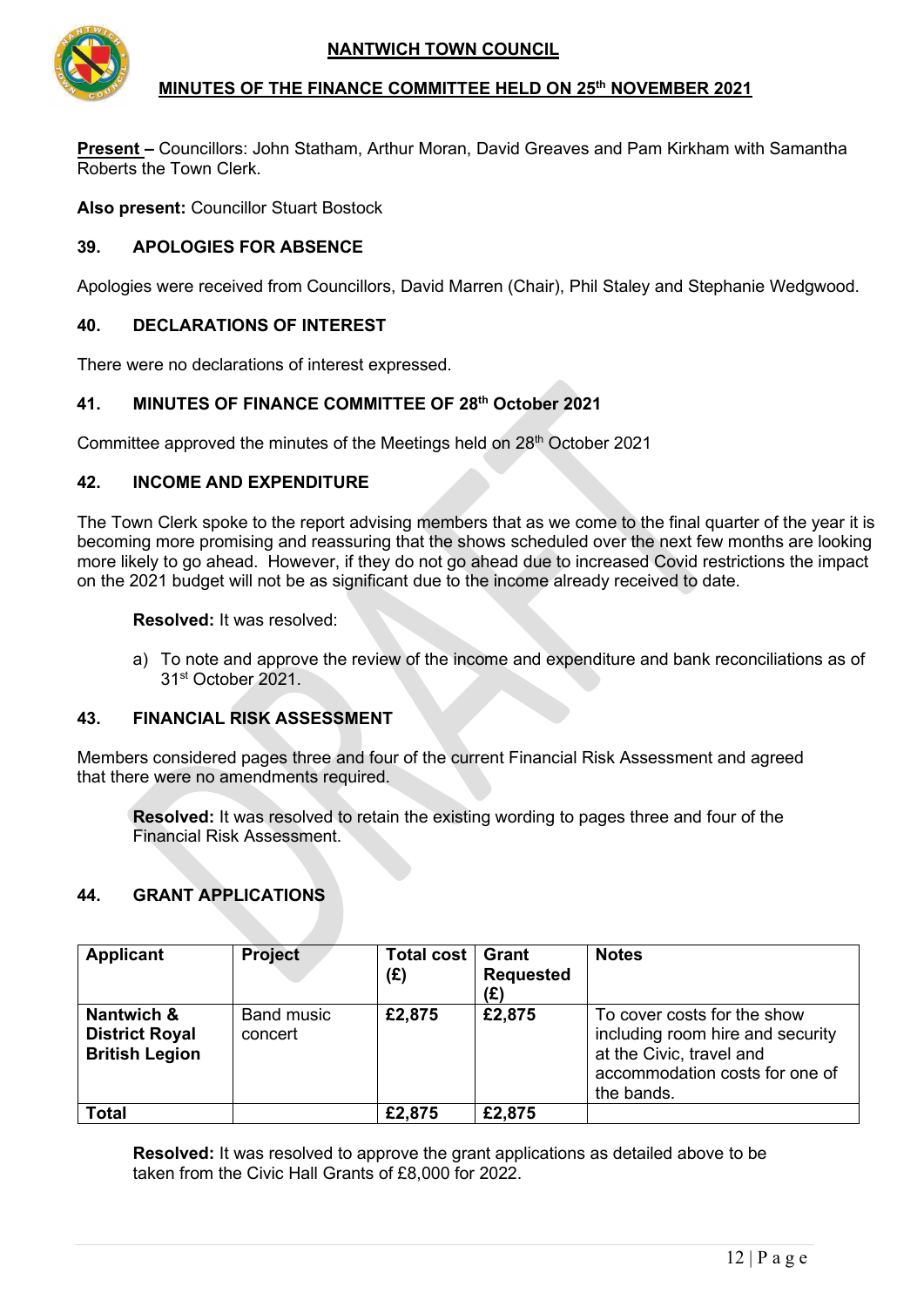# NANTWICH TOWN COUNCIL

## MINUTES OF THE FINANCE COMMITTEE HELD ON 25th NOVEMBER 2021

**Present –** Councillors: John Statham, Arthur Moran, David Greaves and Pam Kirkham with Samantha Roberts the Town Clerk.

**Also present:** Councillor Stuart Bostock

### 39. APOLOGIES FOR ABSENCE

Apologies were received from Councillors, David Marren (Chair), Phil Staley and Stephanie Wedgwood.

### 40. DECLARATIONS OF INTEREST

There were no declarations of interest expressed.

### 41. MINUTES OF FINANCE COMMITTEE OF 28th October 2021

Committee approved the minutes of the Meetings held on 28th October 2021

### 42. INCOME AND EXPENDITURE

The Town Clerk spoke to the report advising members that as we come to the final quarter of the year it is becoming more promising and reassuring that the shows scheduled over the next few months are looking more likely to go ahead. However, if they do not go ahead due to increased Covid restrictions the impact on the 2021 budget will not be as significant due to the income already received to date.

**Resolved:** It was resolved:

a) To note and approve the review of the income and expenditure and bank reconciliations as of 31st October 2021.

### 43. FINANCIAL RISK ASSESSMENT

Members considered pages three and four of the current Financial Risk Assessment and agreed that there were no amendments required.

**Resolved:** It was resolved to retain the existing wording to pages three and four of the Financial Risk Assessment.

### 44. GRANT APPLICATIONS

| Applicant | Project | Total cost (£) | Grant Requested (£) | Notes |
|---|---|---|---|---|
| **Nantwich & District Royal British Legion** | Band music concert | **£2,875** | **£2,875** | To cover costs for the show including room hire and security at the Civic, travel and accommodation costs for one of the bands. |
| **Total** | | **£2,875** | **£2,875** | |

**Resolved:** It was resolved to approve the grant applications as detailed above to be taken from the Civic Hall Grants of £8,000 for 2022.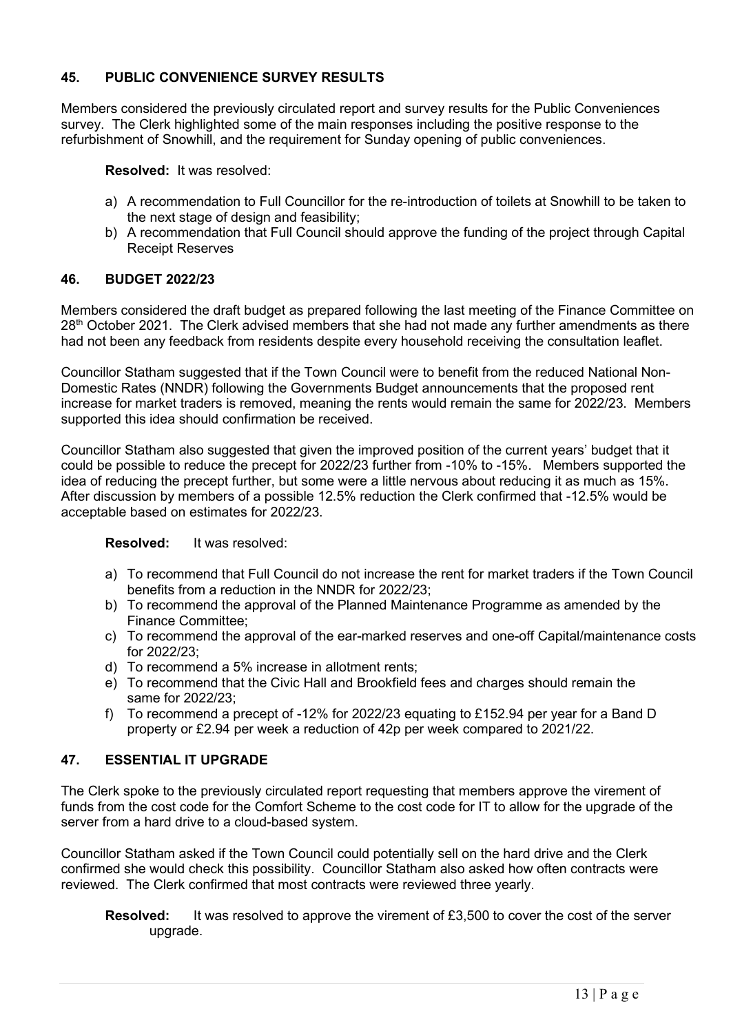## 45. PUBLIC CONVENIENCE SURVEY RESULTS

Members considered the previously circulated report and survey results for the Public Conveniences survey. The Clerk highlighted some of the main responses including the positive response to the refurbishment of Snowhill, and the requirement for Sunday opening of public conveniences.

**Resolved:** It was resolved:

a) A recommendation to Full Councillor for the re-introduction of toilets at Snowhill to be taken to the next stage of design and feasibility;
b) A recommendation that Full Council should approve the funding of the project through Capital Receipt Reserves

## 46. BUDGET 2022/23

Members considered the draft budget as prepared following the last meeting of the Finance Committee on 28th October 2021. The Clerk advised members that she had not made any further amendments as there had not been any feedback from residents despite every household receiving the consultation leaflet.

Councillor Statham suggested that if the Town Council were to benefit from the reduced National Non-Domestic Rates (NNDR) following the Governments Budget announcements that the proposed rent increase for market traders is removed, meaning the rents would remain the same for 2022/23. Members supported this idea should confirmation be received.

Councillor Statham also suggested that given the improved position of the current years' budget that it could be possible to reduce the precept for 2022/23 further from -10% to -15%. Members supported the idea of reducing the precept further, but some were a little nervous about reducing it as much as 15%. After discussion by members of a possible 12.5% reduction the Clerk confirmed that -12.5% would be acceptable based on estimates for 2022/23.

**Resolved:** It was resolved:

a) To recommend that Full Council do not increase the rent for market traders if the Town Council benefits from a reduction in the NNDR for 2022/23;
b) To recommend the approval of the Planned Maintenance Programme as amended by the Finance Committee;
c) To recommend the approval of the ear-marked reserves and one-off Capital/maintenance costs for 2022/23;
d) To recommend a 5% increase in allotment rents;
e) To recommend that the Civic Hall and Brookfield fees and charges should remain the same for 2022/23;
f) To recommend a precept of -12% for 2022/23 equating to £152.94 per year for a Band D property or £2.94 per week a reduction of 42p per week compared to 2021/22.

## 47. ESSENTIAL IT UPGRADE

The Clerk spoke to the previously circulated report requesting that members approve the virement of funds from the cost code for the Comfort Scheme to the cost code for IT to allow for the upgrade of the server from a hard drive to a cloud-based system.

Councillor Statham asked if the Town Council could potentially sell on the hard drive and the Clerk confirmed she would check this possibility. Councillor Statham also asked how often contracts were reviewed. The Clerk confirmed that most contracts were reviewed three yearly.

**Resolved:** It was resolved to approve the virement of £3,500 to cover the cost of the server upgrade.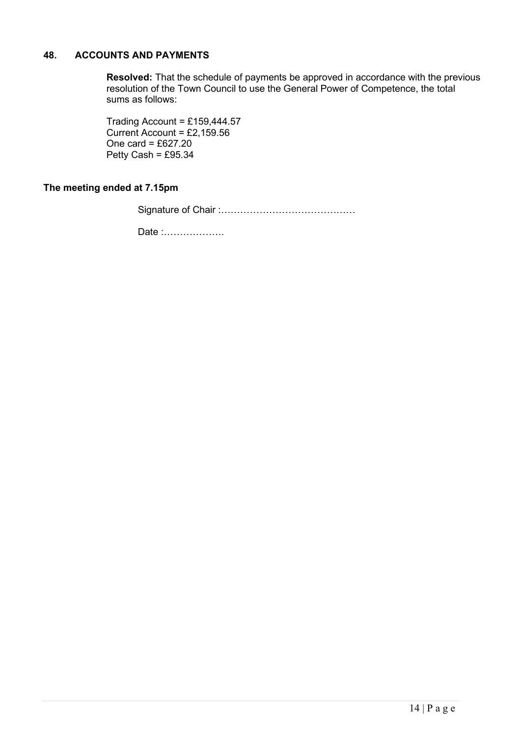## 48. ACCOUNTS AND PAYMENTS

**Resolved:** That the schedule of payments be approved in accordance with the previous resolution of the Town Council to use the General Power of Competence, the total sums as follows:

Trading Account = £159,444.57
Current Account = £2,159.56
One card = £627.20
Petty Cash = £95.34

**The meeting ended at 7.15pm**

Signature of Chair :……………………………………

Date :……………….